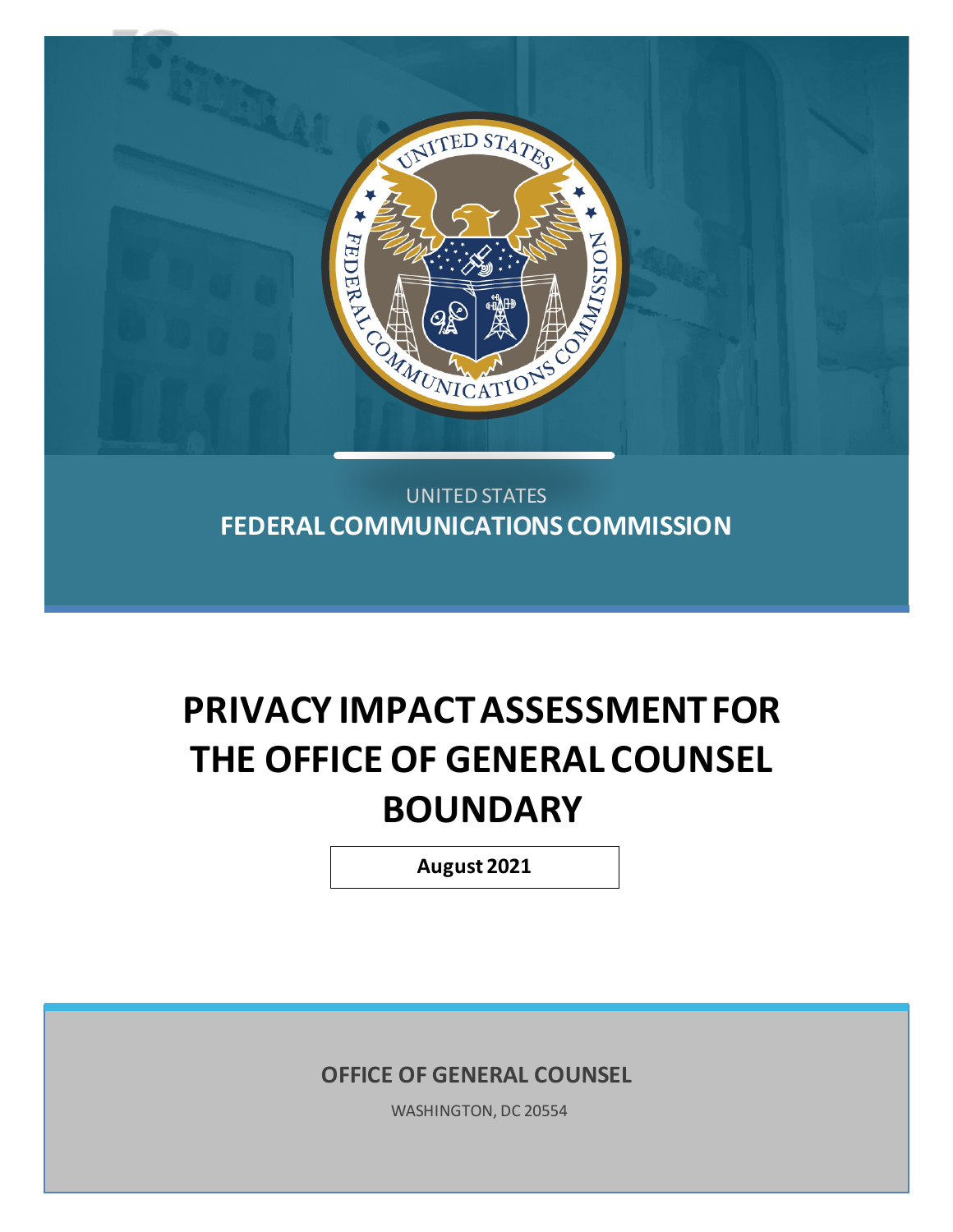UNITED STATES

**FEDERAL COMMUNICATIONS COMMISSION**

# PRIVACY IMPACT ASSESSMENT FOR THE OFFICE OF GENERAL COUNSEL BOUNDARY

**August 2021**

**OFFICE OF GENERAL COUNSEL**

WASHINGTON, DC 20554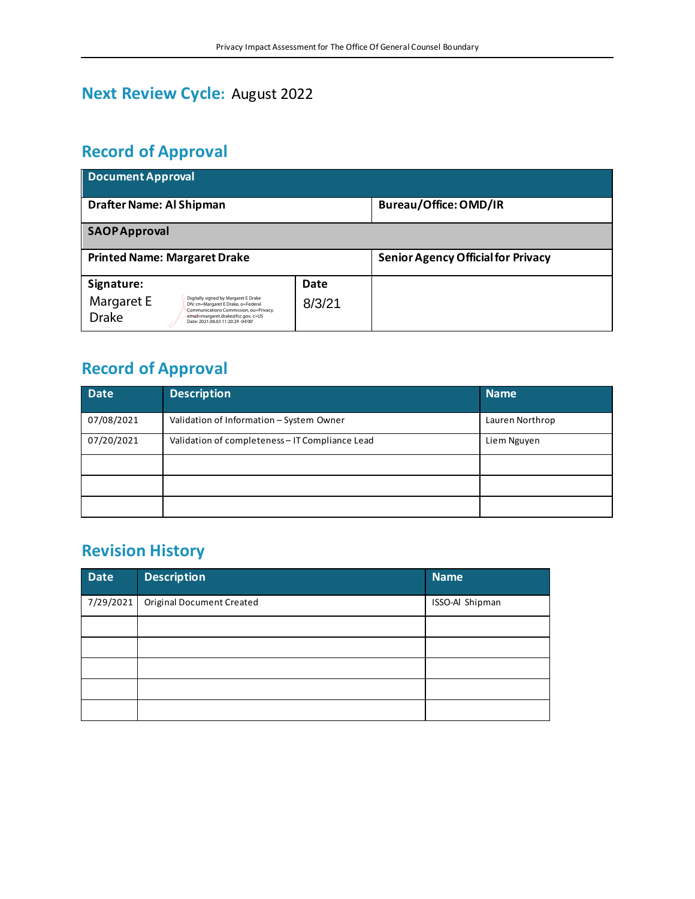## Next Review Cycle: August 2022

## Record of Approval

| Document Approval | | |
|---|---|---|
| **Drafter Name: Al Shipman** | | **Bureau/Office: OMD/IR** |
| **SAOP Approval** | | |
| **Printed Name: Margaret Drake** | | **Senior Agency Official for Privacy** |
| **Signature:** Margaret E Drake Digitally signed by Margaret E Drake DN: cn=Margaret E Drake, o=Federal Communications Commission, ou=Privacy, email=margaret.drake@fcc.gov, c=US Date: 2021.08.03 11:20:29 -04'00' | **Date** 8/3/21 | |

## Record of Approval

| Date | Description | Name |
|---|---|---|
| 07/08/2021 | Validation of Information – System Owner | Lauren Northrop |
| 07/20/2021 | Validation of completeness – IT Compliance Lead | Liem Nguyen |
| | | |
| | | |
| | | |

## Revision History

| Date | Description | Name |
|---|---|---|
| 7/29/2021 | Original Document Created | ISSO-Al Shipman |
| | | |
| | | |
| | | |
| | | |
| | | |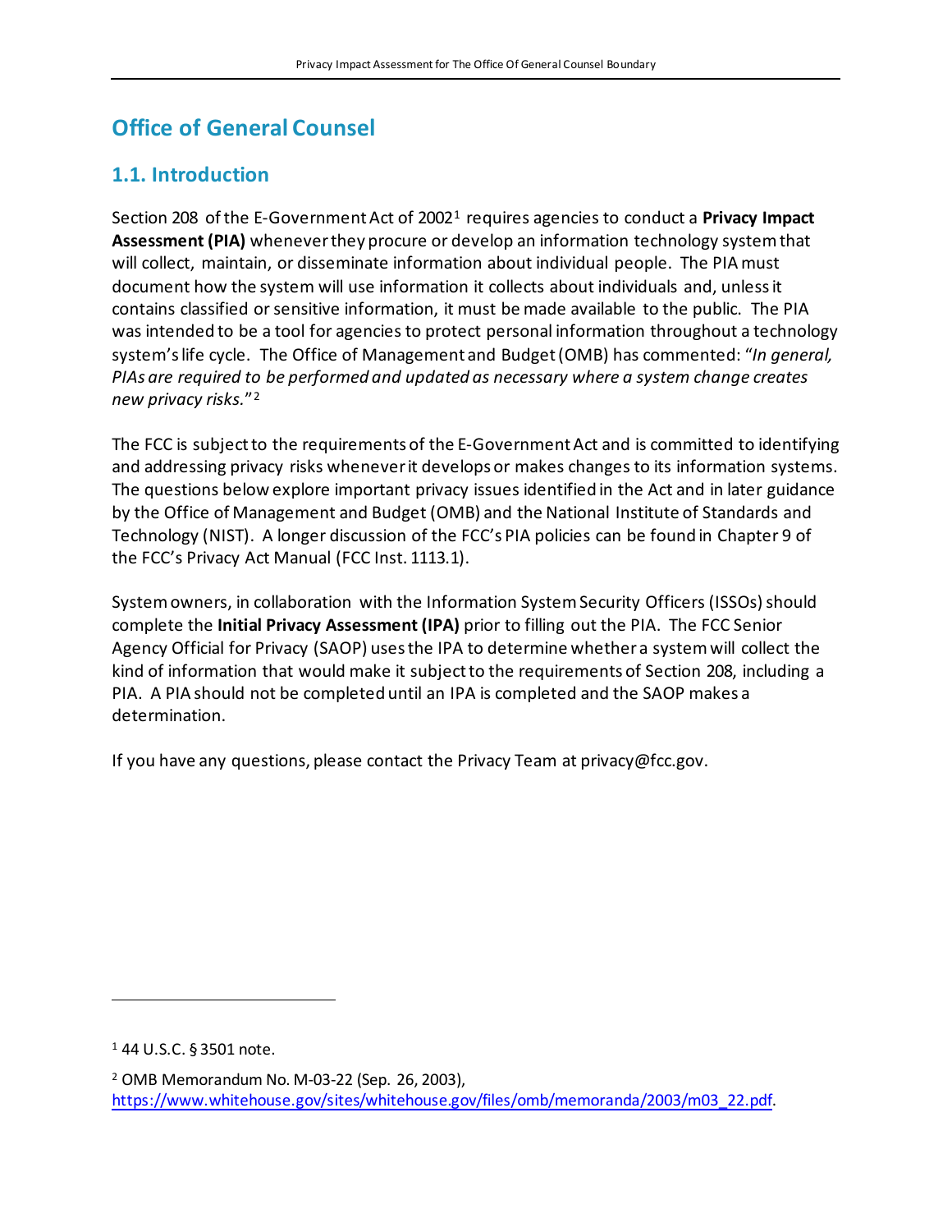# Office of General Counsel

## 1.1. Introduction

Section 208 of the E-Government Act of 2002[1] requires agencies to conduct a **Privacy Impact Assessment (PIA)** whenever they procure or develop an information technology system that will collect, maintain, or disseminate information about individual people. The PIA must document how the system will use information it collects about individuals and, unless it contains classified or sensitive information, it must be made available to the public. The PIA was intended to be a tool for agencies to protect personal information throughout a technology system's life cycle. The Office of Management and Budget (OMB) has commented: "*In general, PIAs are required to be performed and updated as necessary where a system change creates new privacy risks.*"[2]

The FCC is subject to the requirements of the E-Government Act and is committed to identifying and addressing privacy risks whenever it develops or makes changes to its information systems. The questions below explore important privacy issues identified in the Act and in later guidance by the Office of Management and Budget (OMB) and the National Institute of Standards and Technology (NIST). A longer discussion of the FCC's PIA policies can be found in Chapter 9 of the FCC's Privacy Act Manual (FCC Inst. 1113.1).

System owners, in collaboration with the Information System Security Officers (ISSOs) should complete the **Initial Privacy Assessment (IPA)** prior to filling out the PIA. The FCC Senior Agency Official for Privacy (SAOP) uses the IPA to determine whether a system will collect the kind of information that would make it subject to the requirements of Section 208, including a PIA. A PIA should not be completed until an IPA is completed and the SAOP makes a determination.

If you have any questions, please contact the Privacy Team at privacy@fcc.gov.

---

[1] 44 U.S.C. § 3501 note.

[2] OMB Memorandum No. M-03-22 (Sep. 26, 2003), https://www.whitehouse.gov/sites/whitehouse.gov/files/omb/memoranda/2003/m03_22.pdf.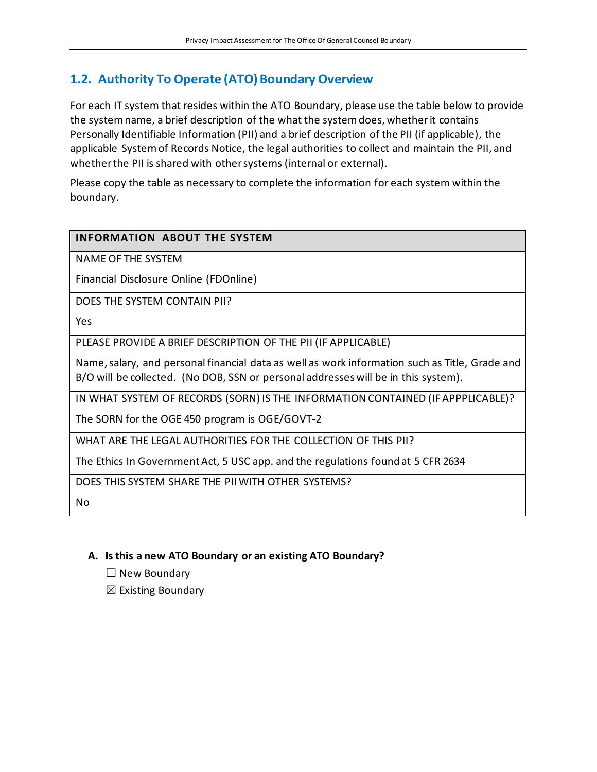## 1.2. Authority To Operate (ATO) Boundary Overview

For each IT system that resides within the ATO Boundary, please use the table below to provide the system name, a brief description of the what the system does, whether it contains Personally Identifiable Information (PII) and a brief description of the PII (if applicable), the applicable System of Records Notice, the legal authorities to collect and maintain the PII, and whether the PII is shared with other systems (internal or external).

Please copy the table as necessary to complete the information for each system within the boundary.

| INFORMATION ABOUT THE SYSTEM |
|---|
| NAME OF THE SYSTEM<br>Financial Disclosure Online (FDOnline) |
| DOES THE SYSTEM CONTAIN PII?<br>Yes |
| PLEASE PROVIDE A BRIEF DESCRIPTION OF THE PII (IF APPLICABLE)<br>Name, salary, and personal financial data as well as work information such as Title, Grade and B/O will be collected. (No DOB, SSN or personal addresses will be in this system). |
| IN WHAT SYSTEM OF RECORDS (SORN) IS THE INFORMATION CONTAINED (IF APPPLICABLE)?<br>The SORN for the OGE 450 program is OGE/GOVT-2 |
| WHAT ARE THE LEGAL AUTHORITIES FOR THE COLLECTION OF THIS PII?<br>The Ethics In Government Act, 5 USC app. and the regulations found at 5 CFR 2634 |
| DOES THIS SYSTEM SHARE THE PII WITH OTHER SYSTEMS?<br>No |

**A. Is this a new ATO Boundary or an existing ATO Boundary?**

☐ New Boundary

☒ Existing Boundary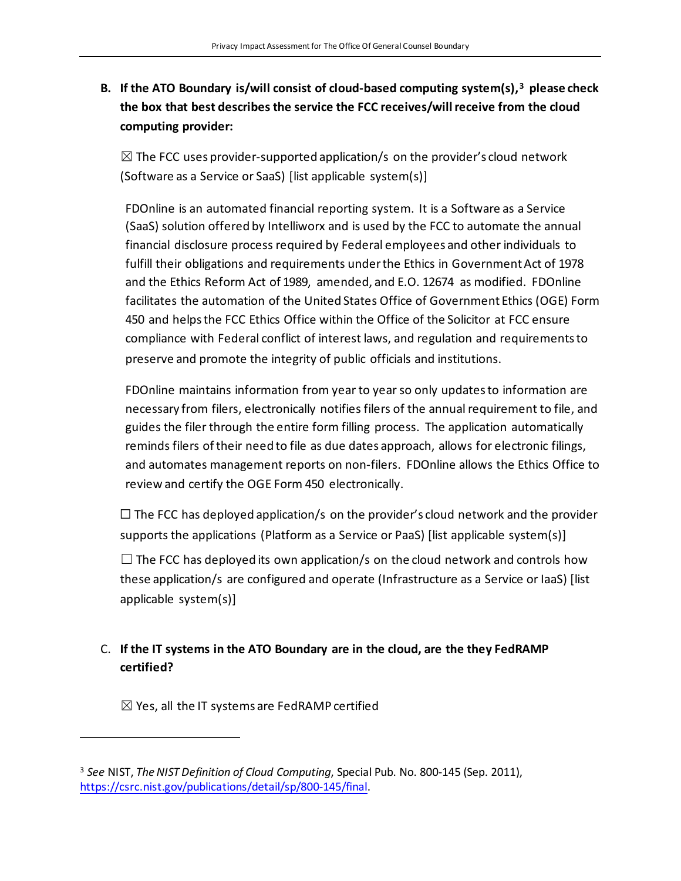**B. If the ATO Boundary is/will consist of cloud-based computing system(s),[3] please check the box that best describes the service the FCC receives/will receive from the cloud computing provider:**

☒ The FCC uses provider-supported application/s on the provider's cloud network (Software as a Service or SaaS) [list applicable system(s)]

FDOnline is an automated financial reporting system. It is a Software as a Service (SaaS) solution offered by Intelliworx and is used by the FCC to automate the annual financial disclosure process required by Federal employees and other individuals to fulfill their obligations and requirements under the Ethics in Government Act of 1978 and the Ethics Reform Act of 1989, amended, and E.O. 12674 as modified. FDOnline facilitates the automation of the United States Office of Government Ethics (OGE) Form 450 and helps the FCC Ethics Office within the Office of the Solicitor at FCC ensure compliance with Federal conflict of interest laws, and regulation and requirements to preserve and promote the integrity of public officials and institutions.

FDOnline maintains information from year to year so only updates to information are necessary from filers, electronically notifies filers of the annual requirement to file, and guides the filer through the entire form filling process. The application automatically reminds filers of their need to file as due dates approach, allows for electronic filings, and automates management reports on non-filers. FDOnline allows the Ethics Office to review and certify the OGE Form 450 electronically.

☐ The FCC has deployed application/s on the provider's cloud network and the provider supports the applications (Platform as a Service or PaaS) [list applicable system(s)]

☐ The FCC has deployed its own application/s on the cloud network and controls how these application/s are configured and operate (Infrastructure as a Service or IaaS) [list applicable system(s)]

C. **If the IT systems in the ATO Boundary are in the cloud, are the they FedRAMP certified?**

☒ Yes, all the IT systems are FedRAMP certified

---

[3] *See* NIST, *The NIST Definition of Cloud Computing*, Special Pub. No. 800-145 (Sep. 2011), https://csrc.nist.gov/publications/detail/sp/800-145/final.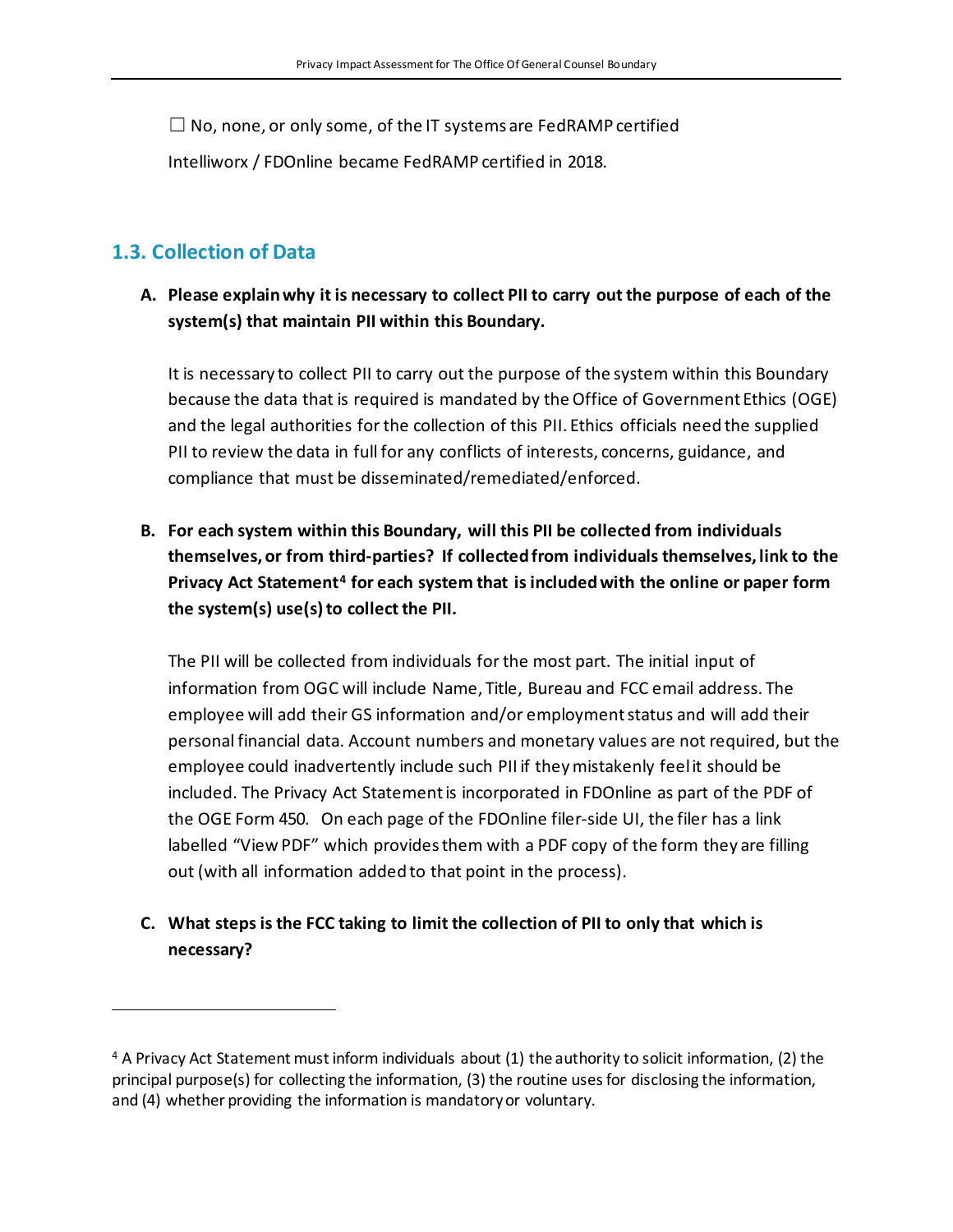☐ No, none, or only some, of the IT systems are FedRAMP certified

Intelliworx / FDOnline became FedRAMP certified in 2018.

## 1.3. Collection of Data

**A. Please explain why it is necessary to collect PII to carry out the purpose of each of the system(s) that maintain PII within this Boundary.**

It is necessary to collect PII to carry out the purpose of the system within this Boundary because the data that is required is mandated by the Office of Government Ethics (OGE) and the legal authorities for the collection of this PII. Ethics officials need the supplied PII to review the data in full for any conflicts of interests, concerns, guidance, and compliance that must be disseminated/remediated/enforced.

**B. For each system within this Boundary, will this PII be collected from individuals themselves, or from third-parties? If collected from individuals themselves, link to the Privacy Act Statement[4] for each system that is included with the online or paper form the system(s) use(s) to collect the PII.**

The PII will be collected from individuals for the most part. The initial input of information from OGC will include Name, Title, Bureau and FCC email address. The employee will add their GS information and/or employment status and will add their personal financial data. Account numbers and monetary values are not required, but the employee could inadvertently include such PII if they mistakenly feel it should be included. The Privacy Act Statement is incorporated in FDOnline as part of the PDF of the OGE Form 450. On each page of the FDOnline filer-side UI, the filer has a link labelled "View PDF" which provides them with a PDF copy of the form they are filling out (with all information added to that point in the process).

**C. What steps is the FCC taking to limit the collection of PII to only that which is necessary?**

---

[4] A Privacy Act Statement must inform individuals about (1) the authority to solicit information, (2) the principal purpose(s) for collecting the information, (3) the routine uses for disclosing the information, and (4) whether providing the information is mandatory or voluntary.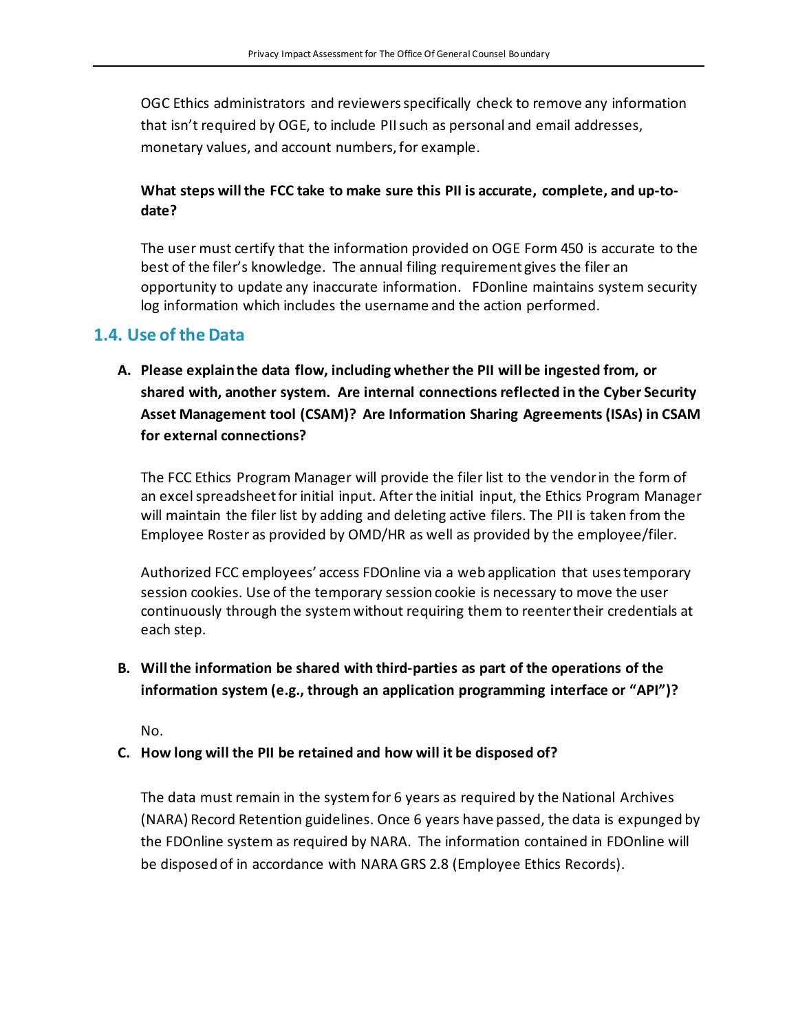OGC Ethics administrators and reviewers specifically check to remove any information that isn't required by OGE, to include PII such as personal and email addresses, monetary values, and account numbers, for example.

**What steps will the FCC take to make sure this PII is accurate, complete, and up-to-date?**

The user must certify that the information provided on OGE Form 450 is accurate to the best of the filer's knowledge. The annual filing requirement gives the filer an opportunity to update any inaccurate information. FDonline maintains system security log information which includes the username and the action performed.

## 1.4. Use of the Data

**A. Please explain the data flow, including whether the PII will be ingested from, or shared with, another system. Are internal connections reflected in the Cyber Security Asset Management tool (CSAM)? Are Information Sharing Agreements (ISAs) in CSAM for external connections?**

The FCC Ethics Program Manager will provide the filer list to the vendor in the form of an excel spreadsheet for initial input. After the initial input, the Ethics Program Manager will maintain the filer list by adding and deleting active filers. The PII is taken from the Employee Roster as provided by OMD/HR as well as provided by the employee/filer.

Authorized FCC employees' access FDOnline via a web application that uses temporary session cookies. Use of the temporary session cookie is necessary to move the user continuously through the system without requiring them to reenter their credentials at each step.

**B. Will the information be shared with third-parties as part of the operations of the information system (e.g., through an application programming interface or "API")?**

No.

**C. How long will the PII be retained and how will it be disposed of?**

The data must remain in the system for 6 years as required by the National Archives (NARA) Record Retention guidelines. Once 6 years have passed, the data is expunged by the FDOnline system as required by NARA. The information contained in FDOnline will be disposed of in accordance with NARA GRS 2.8 (Employee Ethics Records).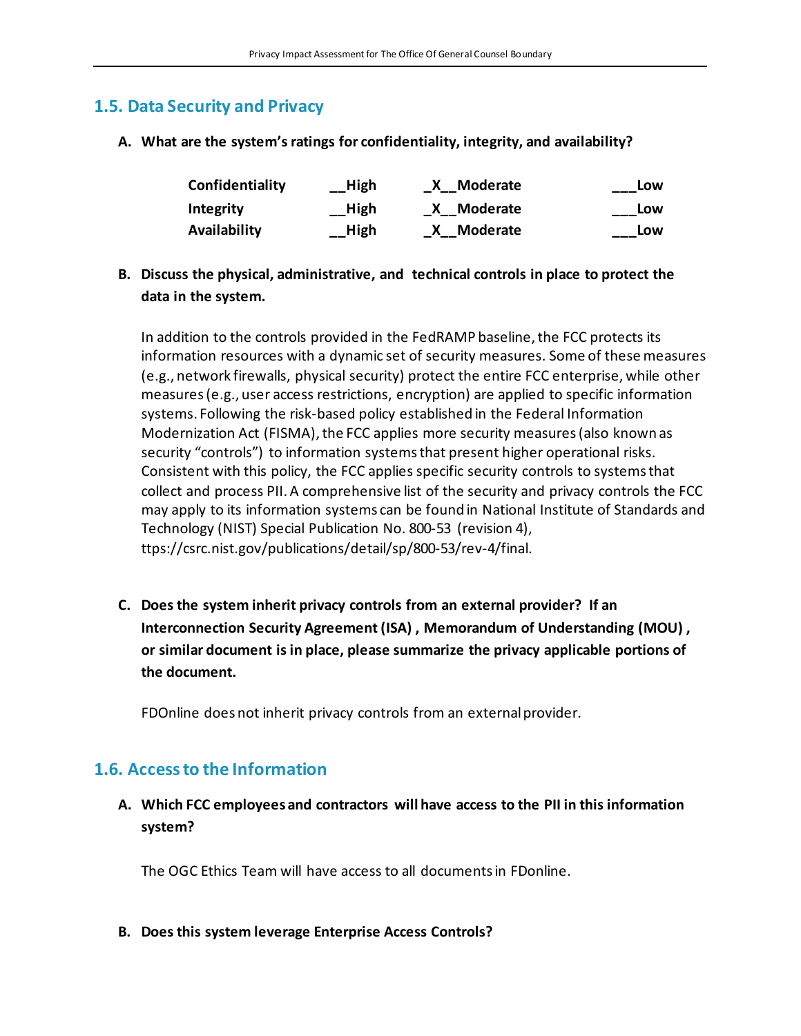## 1.5. Data Security and Privacy

**A. What are the system's ratings for confidentiality, integrity, and availability?**

| | | | |
|---|---|---|---|
| **Confidentiality** | **__High** | **_X__Moderate** | **___Low** |
| **Integrity** | **__High** | **_X__Moderate** | **___Low** |
| **Availability** | **__High** | **_X__Moderate** | **___Low** |

**B. Discuss the physical, administrative, and technical controls in place to protect the data in the system.**

In addition to the controls provided in the FedRAMP baseline, the FCC protects its information resources with a dynamic set of security measures. Some of these measures (e.g., network firewalls, physical security) protect the entire FCC enterprise, while other measures (e.g., user access restrictions, encryption) are applied to specific information systems. Following the risk-based policy established in the Federal Information Modernization Act (FISMA), the FCC applies more security measures (also known as security "controls") to information systems that present higher operational risks. Consistent with this policy, the FCC applies specific security controls to systems that collect and process PII. A comprehensive list of the security and privacy controls the FCC may apply to its information systems can be found in National Institute of Standards and Technology (NIST) Special Publication No. 800-53 (revision 4), ttps://csrc.nist.gov/publications/detail/sp/800-53/rev-4/final.

**C. Does the system inherit privacy controls from an external provider? If an Interconnection Security Agreement (ISA), Memorandum of Understanding (MOU), or similar document is in place, please summarize the privacy applicable portions of the document.**

FDOnline does not inherit privacy controls from an external provider.

## 1.6. Access to the Information

**A. Which FCC employees and contractors will have access to the PII in this information system?**

The OGC Ethics Team will have access to all documents in FDonline.

**B. Does this system leverage Enterprise Access Controls?**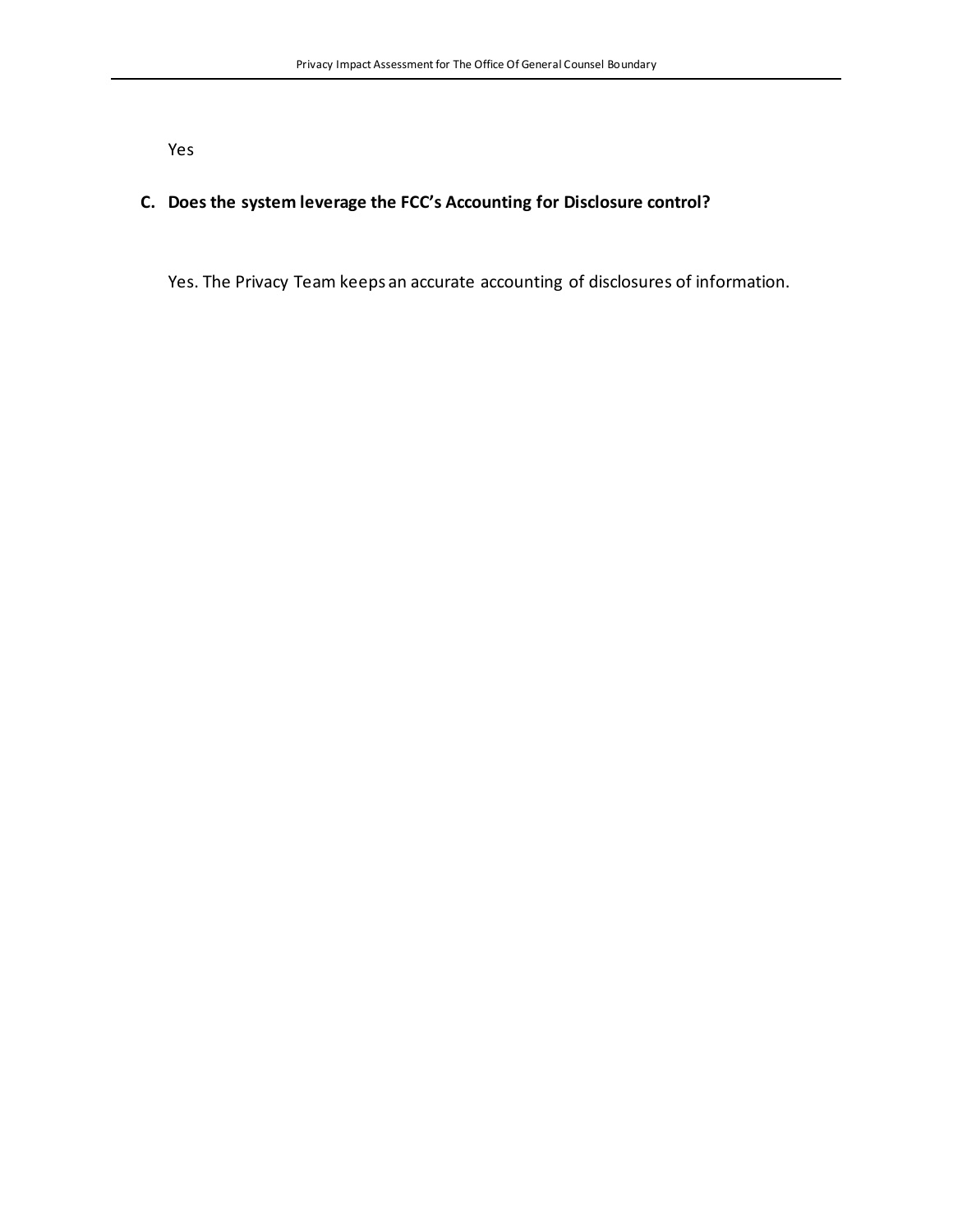Yes

**C. Does the system leverage the FCC's Accounting for Disclosure control?**

Yes. The Privacy Team keeps an accurate accounting of disclosures of information.